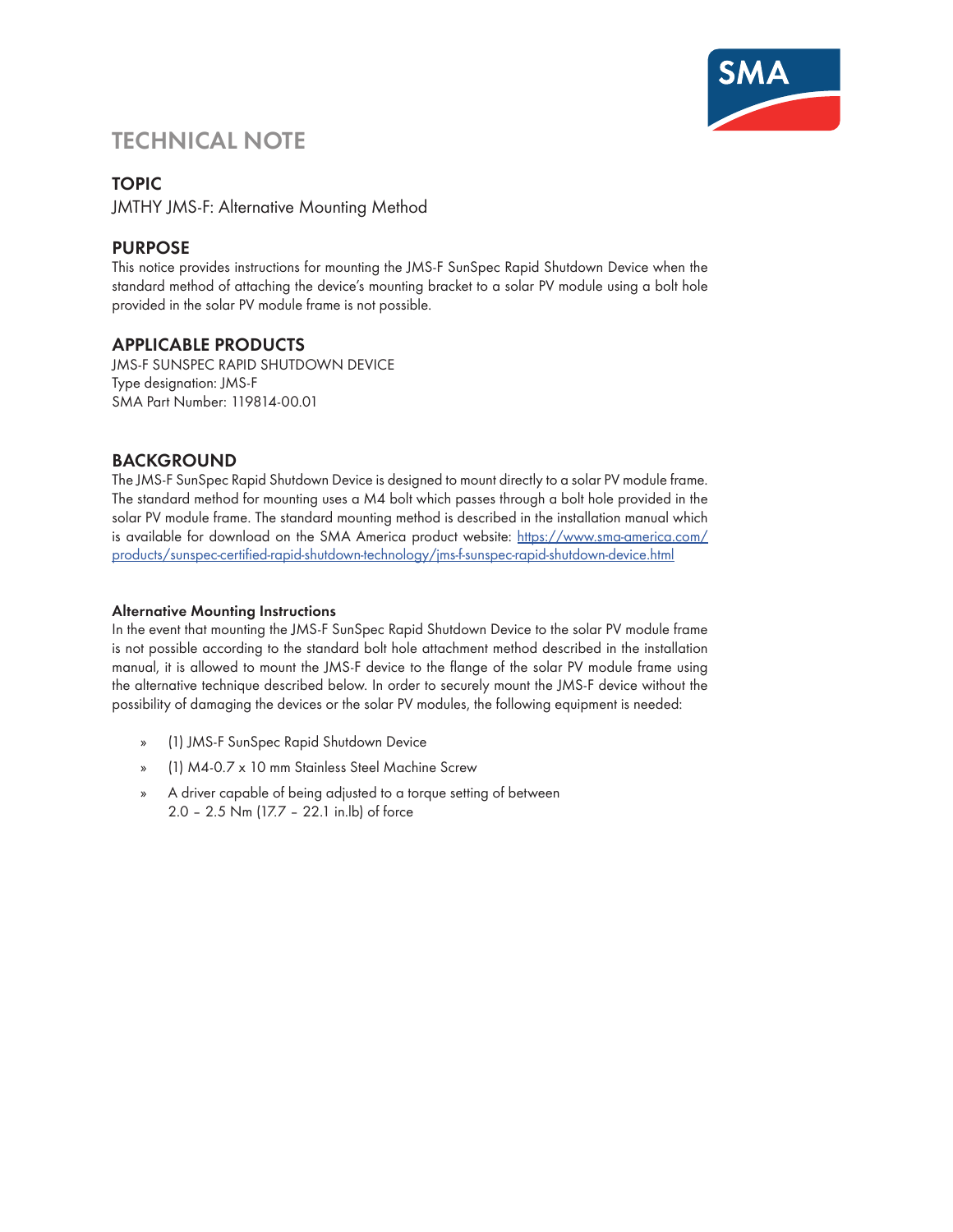# TECHNICAL NOTE

## TOPIC

JMTHY JMS-F: Alternative Mounting Method

## PURPOSE

This notice provides instructions for mounting the JMS-F SunSpec Rapid Shutdown Device when the standard method of attaching the device's mounting bracket to a solar PV module using a bolt hole provided in the solar PV module frame is not possible.

## APPLICABLE PRODUCTS

JMS-F SUNSPEC RAPID SHUTDOWN DEVICE
Type designation: JMS-F
SMA Part Number: 119814-00.01

## BACKGROUND

The JMS-F SunSpec Rapid Shutdown Device is designed to mount directly to a solar PV module frame. The standard method for mounting uses a M4 bolt which passes through a bolt hole provided in the solar PV module frame. The standard mounting method is described in the installation manual which is available for download on the SMA America product website: https://www.sma-america.com/products/sunspec-certified-rapid-shutdown-technology/jms-f-sunspec-rapid-shutdown-device.html

### Alternative Mounting Instructions

In the event that mounting the JMS-F SunSpec Rapid Shutdown Device to the solar PV module frame is not possible according to the standard bolt hole attachment method described in the installation manual, it is allowed to mount the JMS-F device to the flange of the solar PV module frame using the alternative technique described below. In order to securely mount the JMS-F device without the possibility of damaging the devices or the solar PV modules, the following equipment is needed:

- (1) JMS-F SunSpec Rapid Shutdown Device
- (1) M4-0.7 x 10 mm Stainless Steel Machine Screw
- A driver capable of being adjusted to a torque setting of between 2.0 – 2.5 Nm (17.7 – 22.1 in.lb) of force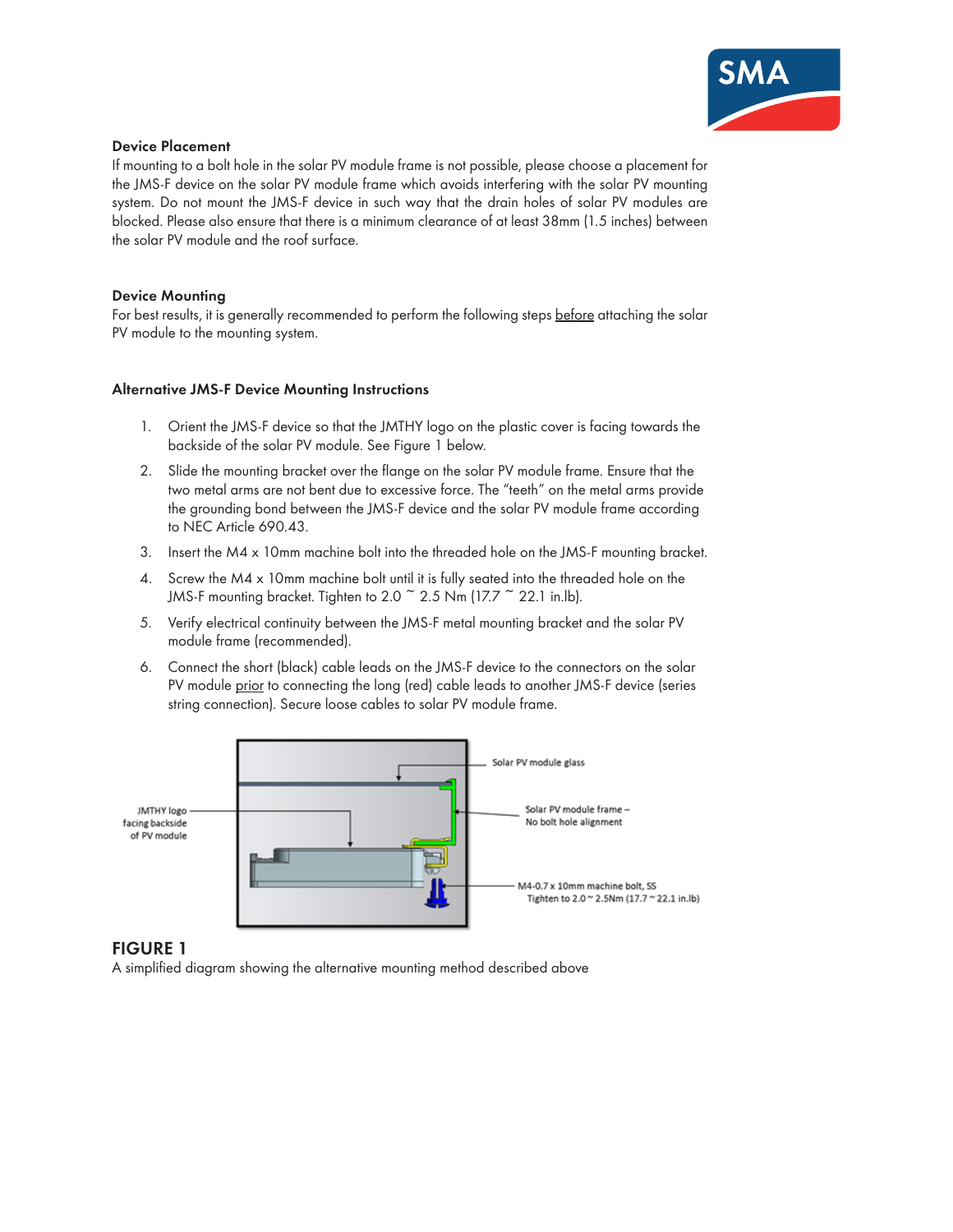### Device Placement

If mounting to a bolt hole in the solar PV module frame is not possible, please choose a placement for the JMS-F device on the solar PV module frame which avoids interfering with the solar PV mounting system. Do not mount the JMS-F device in such way that the drain holes of solar PV modules are blocked. Please also ensure that there is a minimum clearance of at least 38mm (1.5 inches) between the solar PV module and the roof surface.

### Device Mounting

For best results, it is generally recommended to perform the following steps before attaching the solar PV module to the mounting system.

### Alternative JMS-F Device Mounting Instructions

1. Orient the JMS-F device so that the JMTHY logo on the plastic cover is facing towards the backside of the solar PV module. See Figure 1 below.
2. Slide the mounting bracket over the flange on the solar PV module frame. Ensure that the two metal arms are not bent due to excessive force. The "teeth" on the metal arms provide the grounding bond between the JMS-F device and the solar PV module frame according to NEC Article 690.43.
3. Insert the M4 x 10mm machine bolt into the threaded hole on the JMS-F mounting bracket.
4. Screw the M4 x 10mm machine bolt until it is fully seated into the threaded hole on the JMS-F mounting bracket. Tighten to 2.0 ~ 2.5 Nm (17.7 ~ 22.1 in.lb).
5. Verify electrical continuity between the JMS-F metal mounting bracket and the solar PV module frame (recommended).
6. Connect the short (black) cable leads on the JMS-F device to the connectors on the solar PV module prior to connecting the long (red) cable leads to another JMS-F device (series string connection). Secure loose cables to solar PV module frame.

Solar PV module glass

JMTHY logo facing backside of PV module

Solar PV module frame – No bolt hole alignment

M4-0.7 x 10mm machine bolt, SS
Tighten to 2.0 ~ 2.5Nm (17.7 ~ 22.1 in.lb)

**FIGURE 1**

A simplified diagram showing the alternative mounting method described above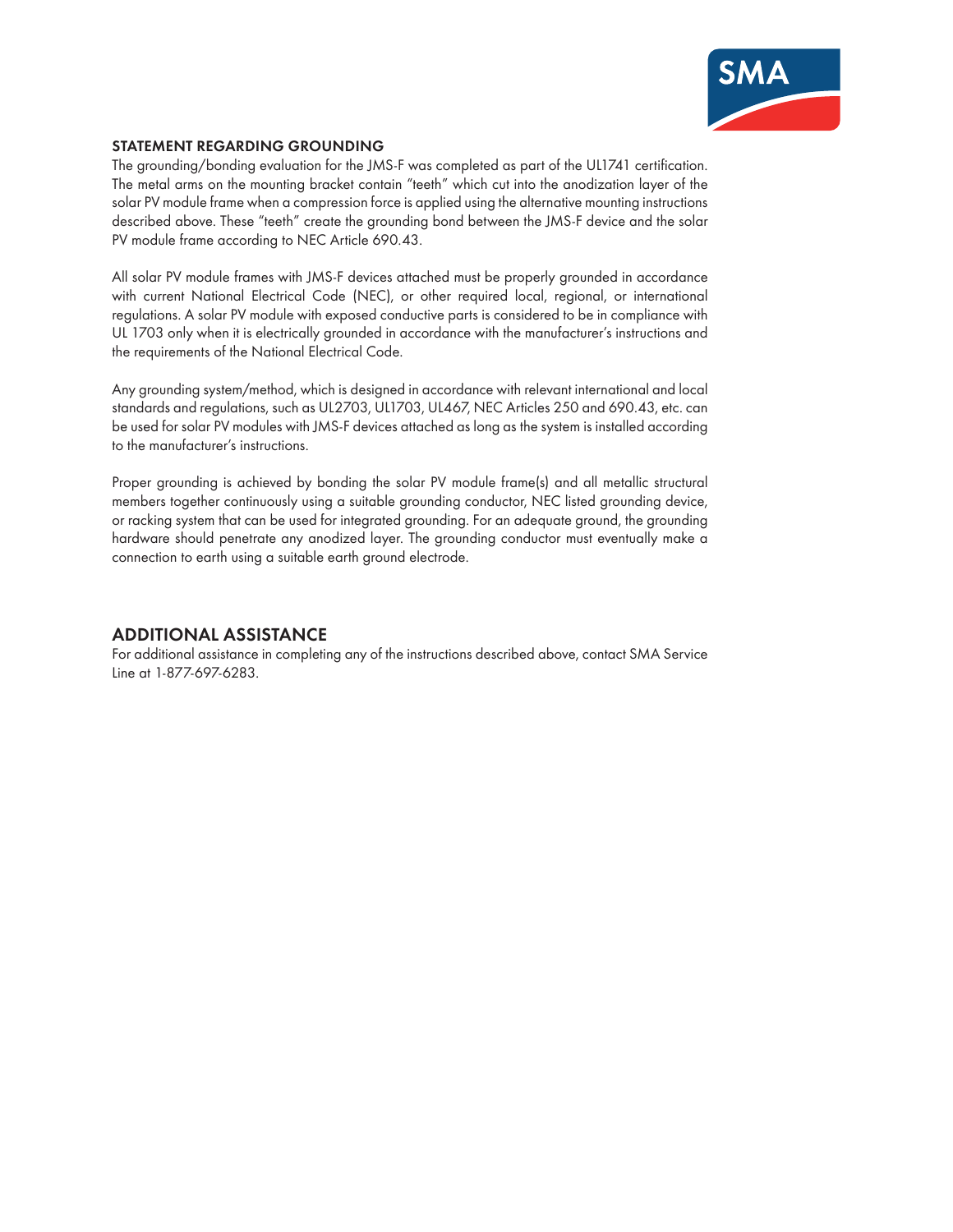## STATEMENT REGARDING GROUNDING

The grounding/bonding evaluation for the JMS-F was completed as part of the UL1741 certification. The metal arms on the mounting bracket contain “teeth” which cut into the anodization layer of the solar PV module frame when a compression force is applied using the alternative mounting instructions described above. These “teeth” create the grounding bond between the JMS-F device and the solar PV module frame according to NEC Article 690.43.

All solar PV module frames with JMS-F devices attached must be properly grounded in accordance with current National Electrical Code (NEC), or other required local, regional, or international regulations. A solar PV module with exposed conductive parts is considered to be in compliance with UL 1703 only when it is electrically grounded in accordance with the manufacturer’s instructions and the requirements of the National Electrical Code.

Any grounding system/method, which is designed in accordance with relevant international and local standards and regulations, such as UL2703, UL1703, UL467, NEC Articles 250 and 690.43, etc. can be used for solar PV modules with JMS-F devices attached as long as the system is installed according to the manufacturer’s instructions.

Proper grounding is achieved by bonding the solar PV module frame(s) and all metallic structural members together continuously using a suitable grounding conductor, NEC listed grounding device, or racking system that can be used for integrated grounding. For an adequate ground, the grounding hardware should penetrate any anodized layer. The grounding conductor must eventually make a connection to earth using a suitable earth ground electrode.

## ADDITIONAL ASSISTANCE

For additional assistance in completing any of the instructions described above, contact SMA Service Line at 1-877-697-6283.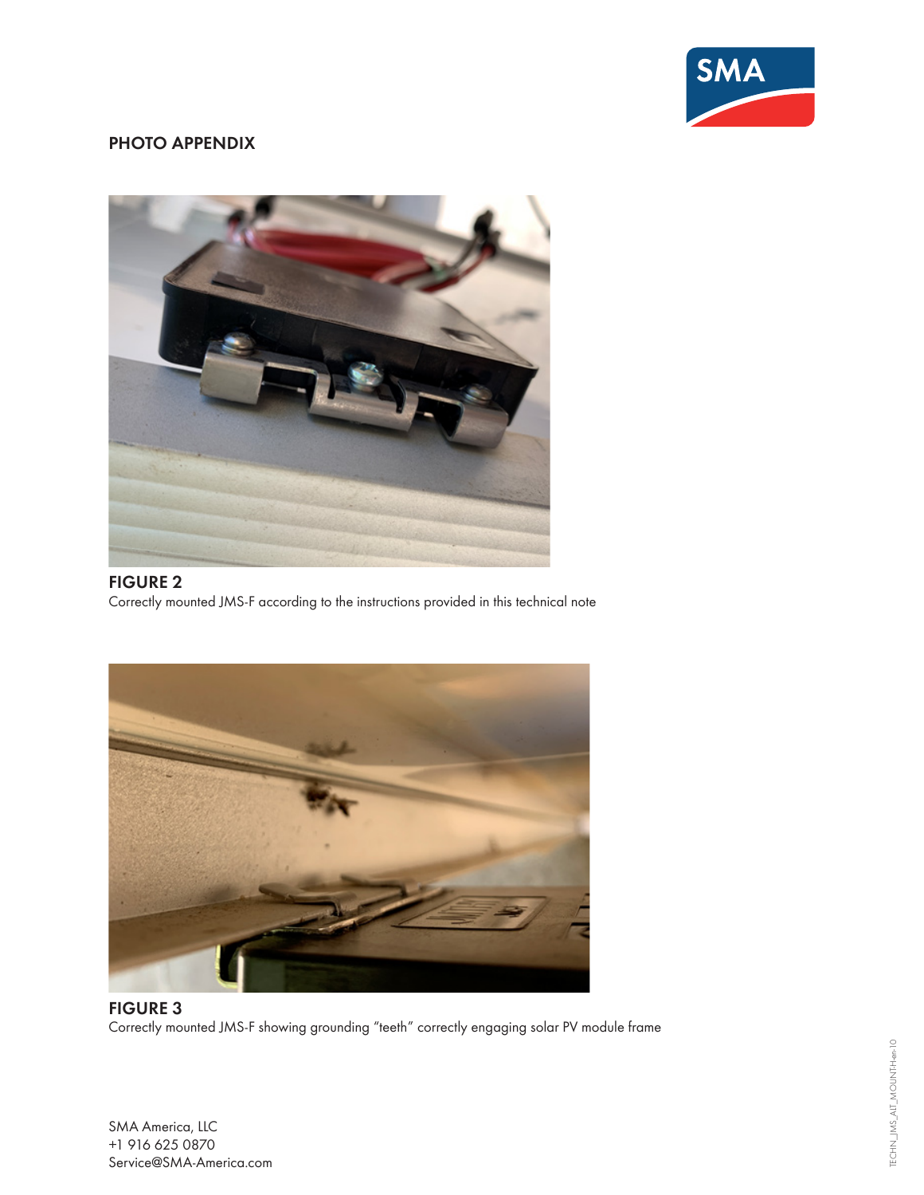## PHOTO APPENDIX

**FIGURE 2**
Correctly mounted JMS-F according to the instructions provided in this technical note

**FIGURE 3**
Correctly mounted JMS-F showing grounding "teeth" correctly engaging solar PV module frame

SMA America, LLC
+1 916 625 0870
Service@SMA-America.com